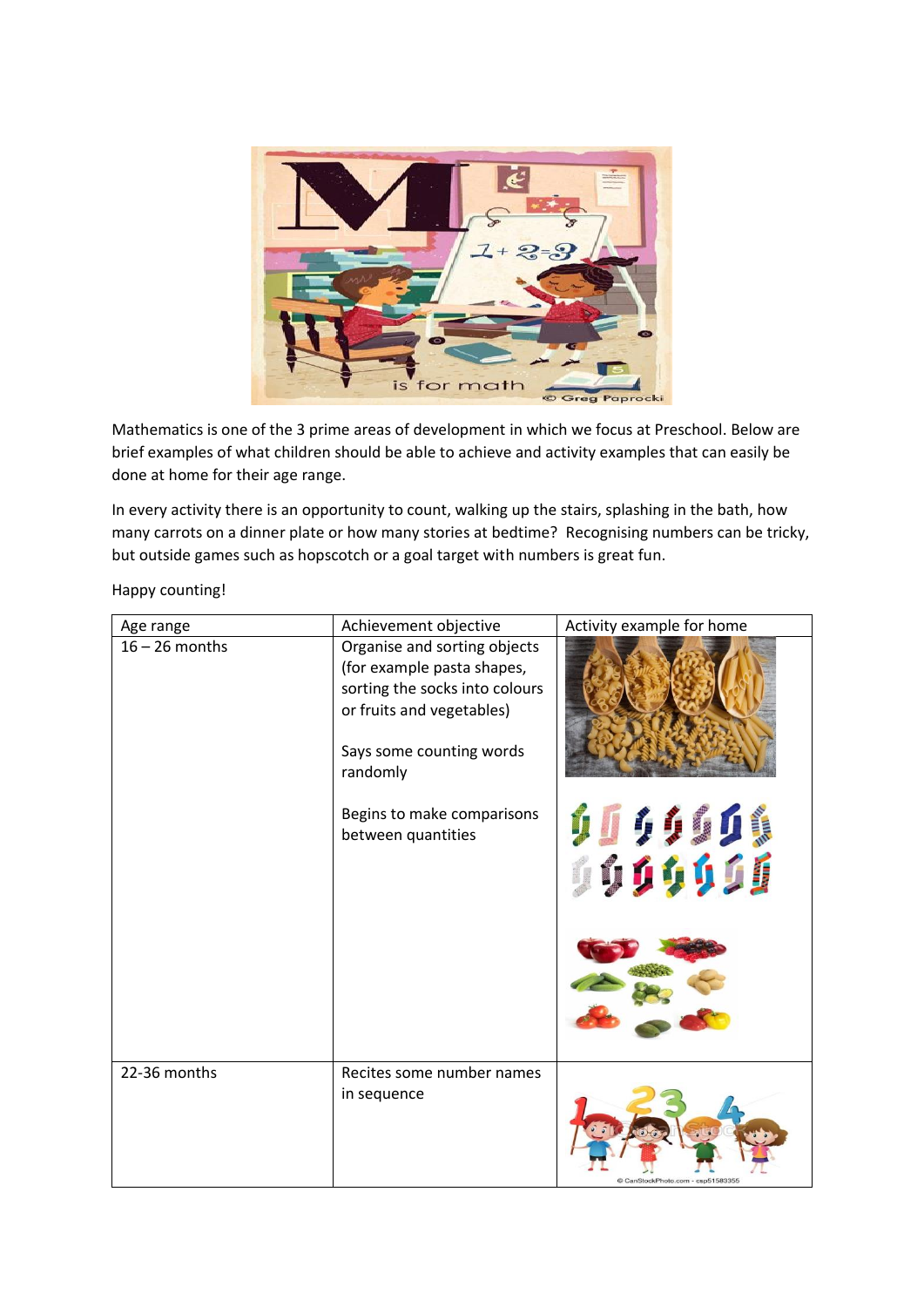Mathematics is one of the 3 prime areas of development in which we focus at Preschool. Below are brief examples of what children should be able to achieve and activity examples that can easily be done at home for their age range.

In every activity there is an opportunity to count, walking up the stairs, splashing in the bath, how many carrots on a dinner plate or how many stories at bedtime? Recognising numbers can be tricky, but outside games such as hopscotch or a goal target with numbers is great fun.

Happy counting!

| Age range | Achievement objective | Activity example for home |
|---|---|---|
| 16 – 26 months | Organise and sorting objects (for example pasta shapes, sorting the socks into colours or fruits and vegetables)<br><br>Says some counting words randomly<br><br>Begins to make comparisons between quantities | |
| 22-36 months | Recites some number names in sequence | |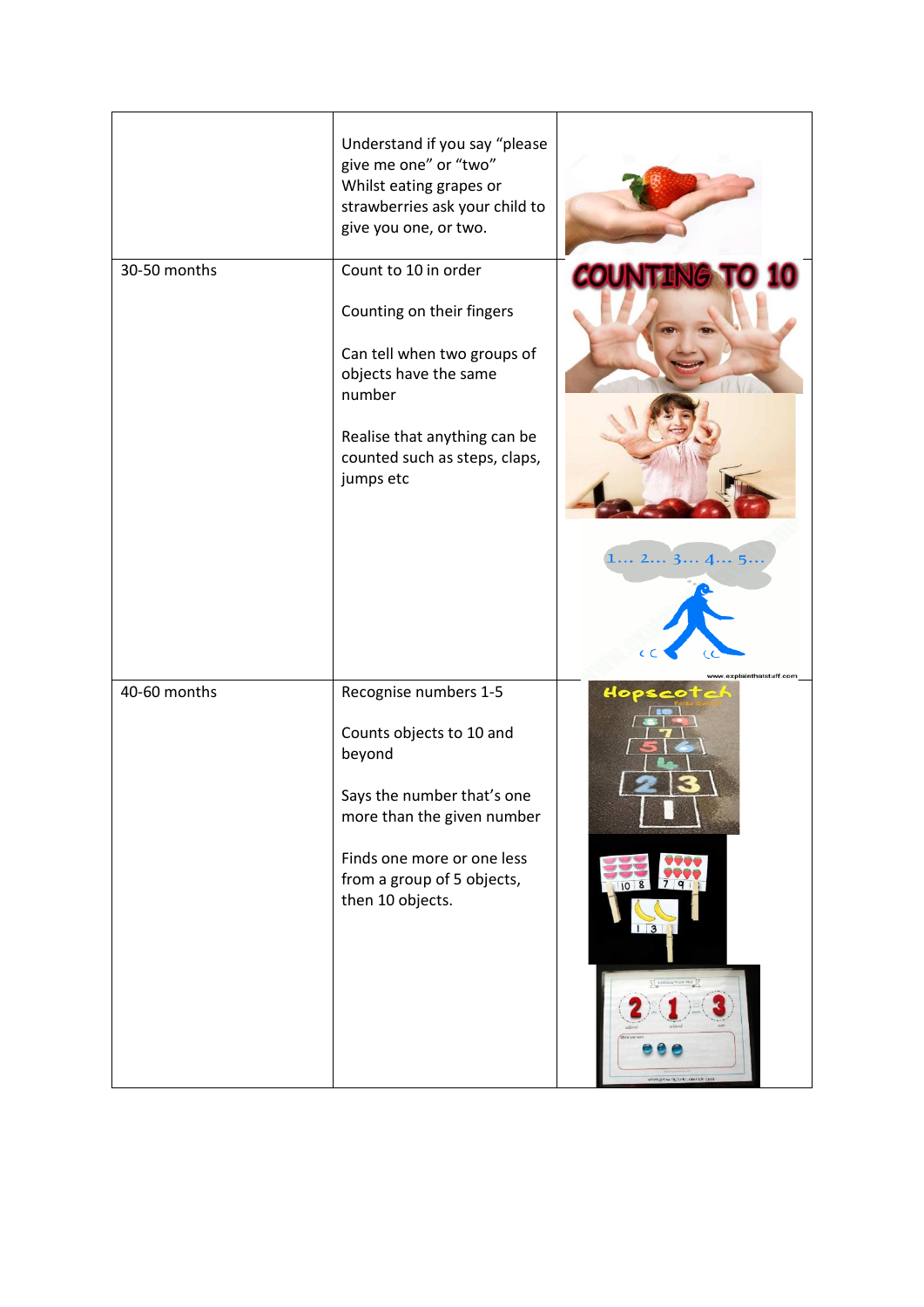| | | |
|---|---|---|
| | Understand if you say "please give me one" or "two" Whilst eating grapes or strawberries ask your child to give you one, or two. | |
| 30-50 months | Count to 10 in order<br><br>Counting on their fingers<br><br>Can tell when two groups of objects have the same number<br><br>Realise that anything can be counted such as steps, claps, jumps etc | COUNTING TO 10<br><br>1... 2... 3... 4... 5...<br><br>www.explainthatstuff.com |
| 40-60 months | Recognise numbers 1-5<br><br>Counts objects to 10 and beyond<br><br>Says the number that's one more than the given number<br><br>Finds one more or one less from a group of 5 objects, then 10 objects. | Hopscotch |